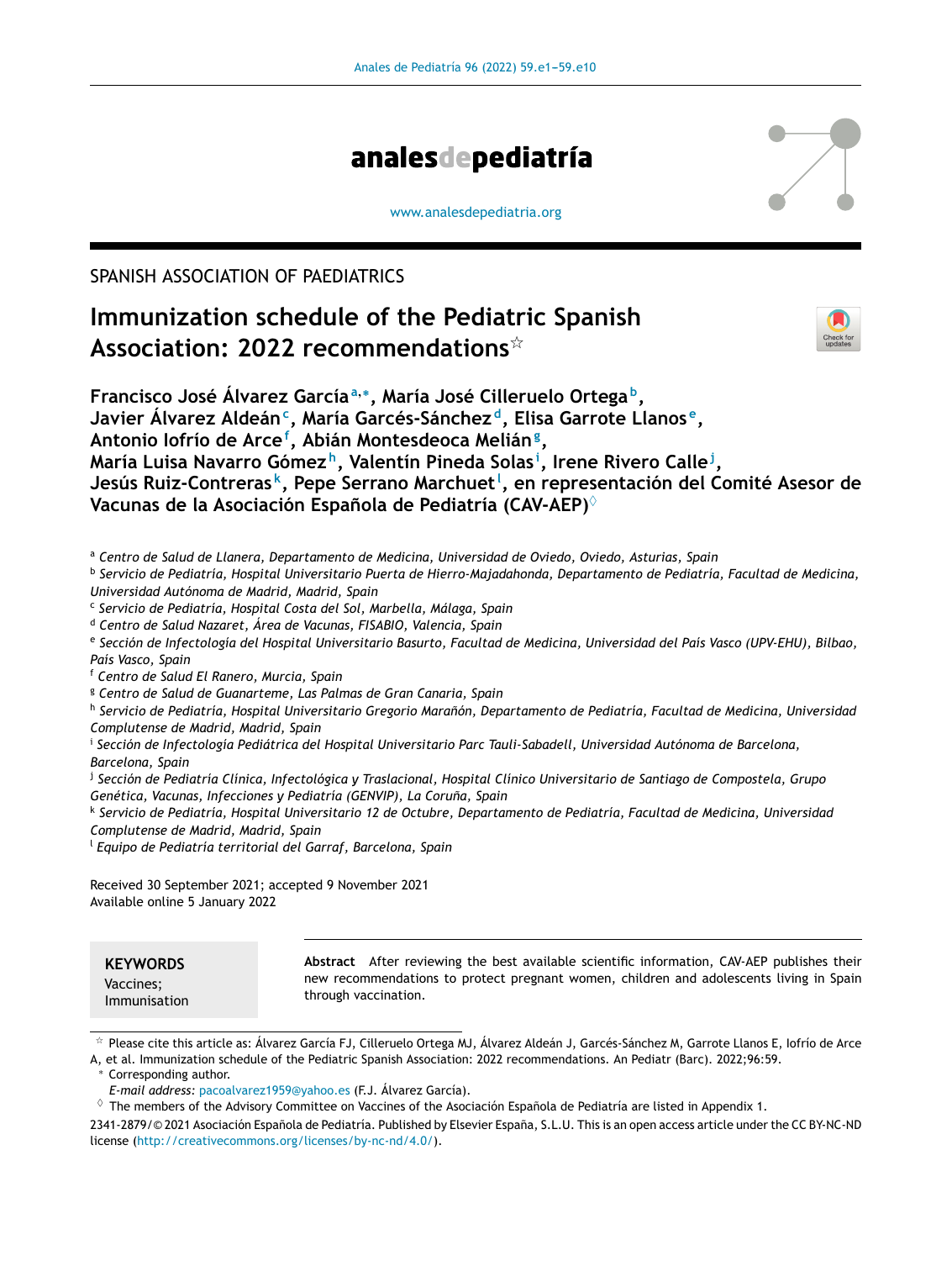SPANISH ASSOCIATION OF PAEDIATRICS

# Immunization schedule of the Pediatric Spanish Association: 2022 recommendations[☆]

**Francisco José Álvarez García[a,*], María José Cilleruelo Ortega[b], Javier Álvarez Aldeán[c], María Garcés-Sánchez[d], Elisa Garrote Llanos[e], Antonio Iofrío de Arce[f], Abián Montesdeoca Melián[g], María Luisa Navarro Gómez[h], Valentín Pineda Solas[i], Irene Rivero Calle[j], Jesús Ruiz-Contreras[k], Pepe Serrano Marchuet[l], en representación del Comité Asesor de Vacunas de la Asociación Española de Pediatría (CAV-AEP)[◊]**

[a] *Centro de Salud de Llanera, Departamento de Medicina, Universidad de Oviedo, Oviedo, Asturias, Spain*
[b] *Servicio de Pediatría, Hospital Universitario Puerta de Hierro-Majadahonda, Departamento de Pediatría, Facultad de Medicina, Universidad Autónoma de Madrid, Madrid, Spain*
[c] *Servicio de Pediatría, Hospital Costa del Sol, Marbella, Málaga, Spain*
[d] *Centro de Salud Nazaret, Área de Vacunas, FISABIO, Valencia, Spain*
[e] *Sección de Infectología del Hospital Universitario Basurto, Facultad de Medicina, Universidad del País Vasco (UPV-EHU), Bilbao, País Vasco, Spain*
[f] *Centro de Salud El Ranero, Murcia, Spain*
[g] *Centro de Salud de Guanarteme, Las Palmas de Gran Canaria, Spain*
[h] *Servicio de Pediatría, Hospital Universitario Gregorio Marañón, Departamento de Pediatría, Facultad de Medicina, Universidad Complutense de Madrid, Madrid, Spain*
[i] *Sección de Infectología Pediátrica del Hospital Universitario Parc Tauli-Sabadell, Universidad Autónoma de Barcelona, Barcelona, Spain*
[j] *Sección de Pediatría Clínica, Infectológica y Traslacional, Hospital Clínico Universitario de Santiago de Compostela, Grupo Genética, Vacunas, Infecciones y Pediatría (GENVIP), La Coruña, Spain*
[k] *Servicio de Pediatría, Hospital Universitario 12 de Octubre, Departamento de Pediatría, Facultad de Medicina, Universidad Complutense de Madrid, Madrid, Spain*
[l] *Equipo de Pediatría territorial del Garraf, Barcelona, Spain*

Received 30 September 2021; accepted 9 November 2021
Available online 5 January 2022

**KEYWORDS**
Vaccines;
Immunisation

**Abstract** After reviewing the best available scientific information, CAV-AEP publishes their new recommendations to protect pregnant women, children and adolescents living in Spain through vaccination.

[☆] Please cite this article as: Álvarez García FJ, Cilleruelo Ortega MJ, Álvarez Aldeán J, Garcés-Sánchez M, Garrote Llanos E, Iofrío de Arce A, et al. Immunization schedule of the Pediatric Spanish Association: 2022 recommendations. An Pediatr (Barc). 2022;96:59.

[*] Corresponding author.
*E-mail address:* pacoalvarez1959@yahoo.es (F.J. Álvarez García).

[◊] The members of the Advisory Committee on Vaccines of the Asociación Española de Pediatría are listed in Appendix 1.

2341-2879/© 2021 Asociación Española de Pediatría. Published by Elsevier España, S.L.U. This is an open access article under the CC BY-NC-ND license (http://creativecommons.org/licenses/by-nc-nd/4.0/).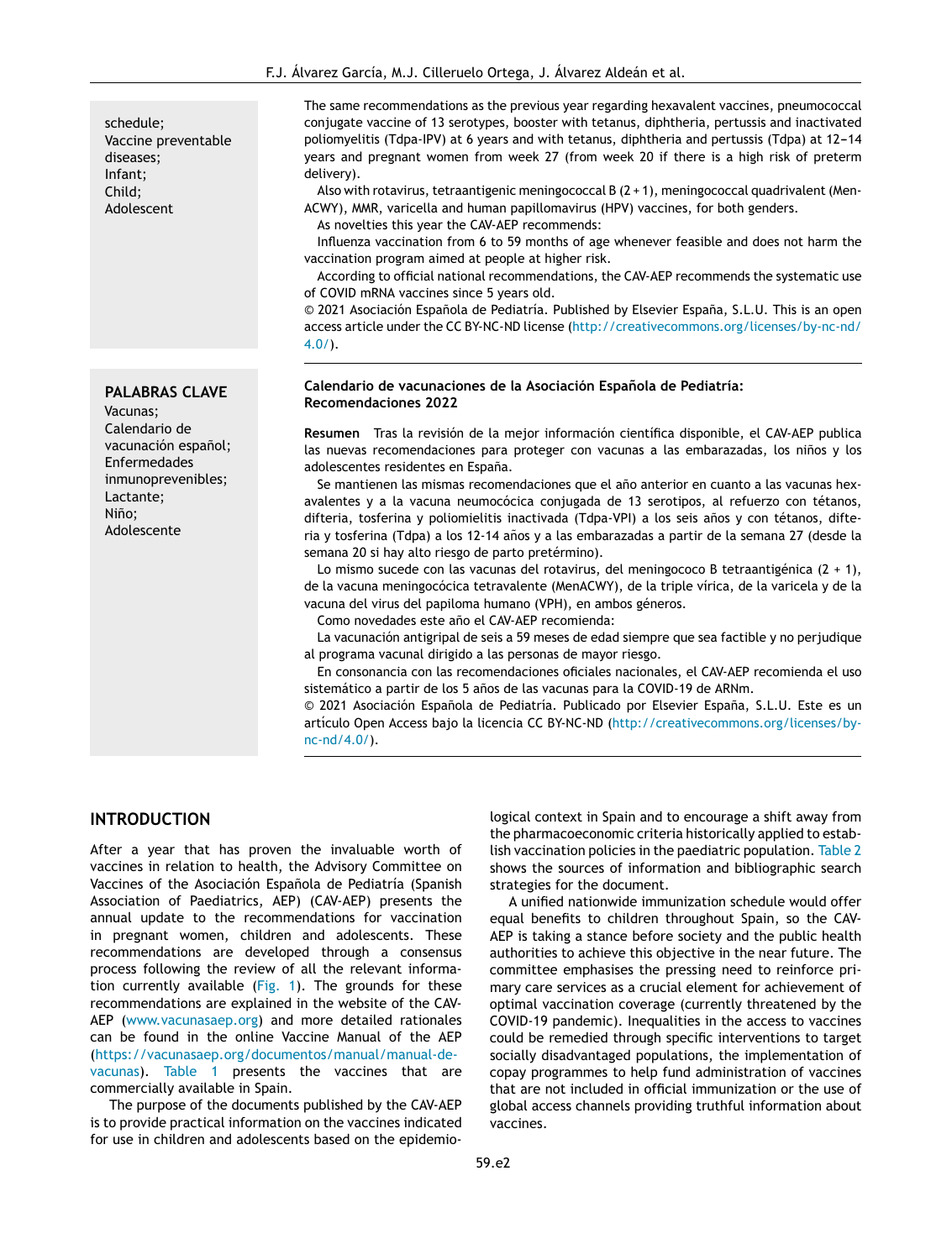schedule;
Vaccine preventable diseases;
Infant;
Child;
Adolescent

The same recommendations as the previous year regarding hexavalent vaccines, pneumococcal conjugate vaccine of 13 serotypes, booster with tetanus, diphtheria, pertussis and inactivated poliomyelitis (Tdpa-IPV) at 6 years and with tetanus, diphtheria and pertussis (Tdpa) at 12–14 years and pregnant women from week 27 (from week 20 if there is a high risk of preterm delivery).

Also with rotavirus, tetraantigenic meningococcal B (2 + 1), meningococcal quadrivalent (MenACWY), MMR, varicella and human papillomavirus (HPV) vaccines, for both genders.

As novelties this year the CAV-AEP recommends:

Influenza vaccination from 6 to 59 months of age whenever feasible and does not harm the vaccination program aimed at people at higher risk.

According to official national recommendations, the CAV-AEP recommends the systematic use of COVID mRNA vaccines since 5 years old.

© 2021 Asociación Española de Pediatría. Published by Elsevier España, S.L.U. This is an open access article under the CC BY-NC-ND license (http://creativecommons.org/licenses/by-nc-nd/4.0/).

**PALABRAS CLAVE**
Vacunas;
Calendario de vacunación español;
Enfermedades inmunoprevenibles;
Lactante;
Niño;
Adolescente

**Calendario de vacunaciones de la Asociación Española de Pediatría: Recomendaciones 2022**

**Resumen** Tras la revisión de la mejor información científica disponible, el CAV-AEP publica las nuevas recomendaciones para proteger con vacunas a las embarazadas, los niños y los adolescentes residentes en España.

Se mantienen las mismas recomendaciones que el año anterior en cuanto a las vacunas hexavalentes y a la vacuna neumocócica conjugada de 13 serotipos, al refuerzo con tétanos, difteria, tosferina y poliomielitis inactivada (Tdpa-VPI) a los seis años y con tétanos, difteria y tosferina (Tdpa) a los 12-14 años y a las embarazadas a partir de la semana 27 (desde la semana 20 si hay alto riesgo de parto pretérmino).

Lo mismo sucede con las vacunas del rotavirus, del meningococo B tetraantigénica (2 + 1), de la vacuna meningocócica tetravalente (MenACWY), de la triple vírica, de la varicela y de la vacuna del virus del papiloma humano (VPH), en ambos géneros.

Como novedades este año el CAV-AEP recomienda:

La vacunación antigripal de seis a 59 meses de edad siempre que sea factible y no perjudique al programa vacunal dirigido a las personas de mayor riesgo.

En consonancia con las recomendaciones oficiales nacionales, el CAV-AEP recomienda el uso sistemático a partir de los 5 años de las vacunas para la COVID-19 de ARNm.

© 2021 Asociación Española de Pediatría. Publicado por Elsevier España, S.L.U. Este es un artículo Open Access bajo la licencia CC BY-NC-ND (http://creativecommons.org/licenses/by-nc-nd/4.0/).

## INTRODUCTION

After a year that has proven the invaluable worth of vaccines in relation to health, the Advisory Committee on Vaccines of the Asociación Española de Pediatría (Spanish Association of Paediatrics, AEP) (CAV-AEP) presents the annual update to the recommendations for vaccination in pregnant women, children and adolescents. These recommendations are developed through a consensus process following the review of all the relevant information currently available (Fig. 1). The grounds for these recommendations are explained in the website of the CAV-AEP (www.vacunasaep.org) and more detailed rationales can be found in the online Vaccine Manual of the AEP (https://vacunasaep.org/documentos/manual/manual-de-vacunas). Table 1 presents the vaccines that are commercially available in Spain.

The purpose of the documents published by the CAV-AEP is to provide practical information on the vaccines indicated for use in children and adolescents based on the epidemiological context in Spain and to encourage a shift away from the pharmacoeconomic criteria historically applied to establish vaccination policies in the paediatric population. Table 2 shows the sources of information and bibliographic search strategies for the document.

A unified nationwide immunization schedule would offer equal benefits to children throughout Spain, so the CAV-AEP is taking a stance before society and the public health authorities to achieve this objective in the near future. The committee emphasises the pressing need to reinforce primary care services as a crucial element for achievement of optimal vaccination coverage (currently threatened by the COVID-19 pandemic). Inequalities in the access to vaccines could be remedied through specific interventions to target socially disadvantaged populations, the implementation of copay programmes to help fund administration of vaccines that are not included in official immunization or the use of global access channels providing truthful information about vaccines.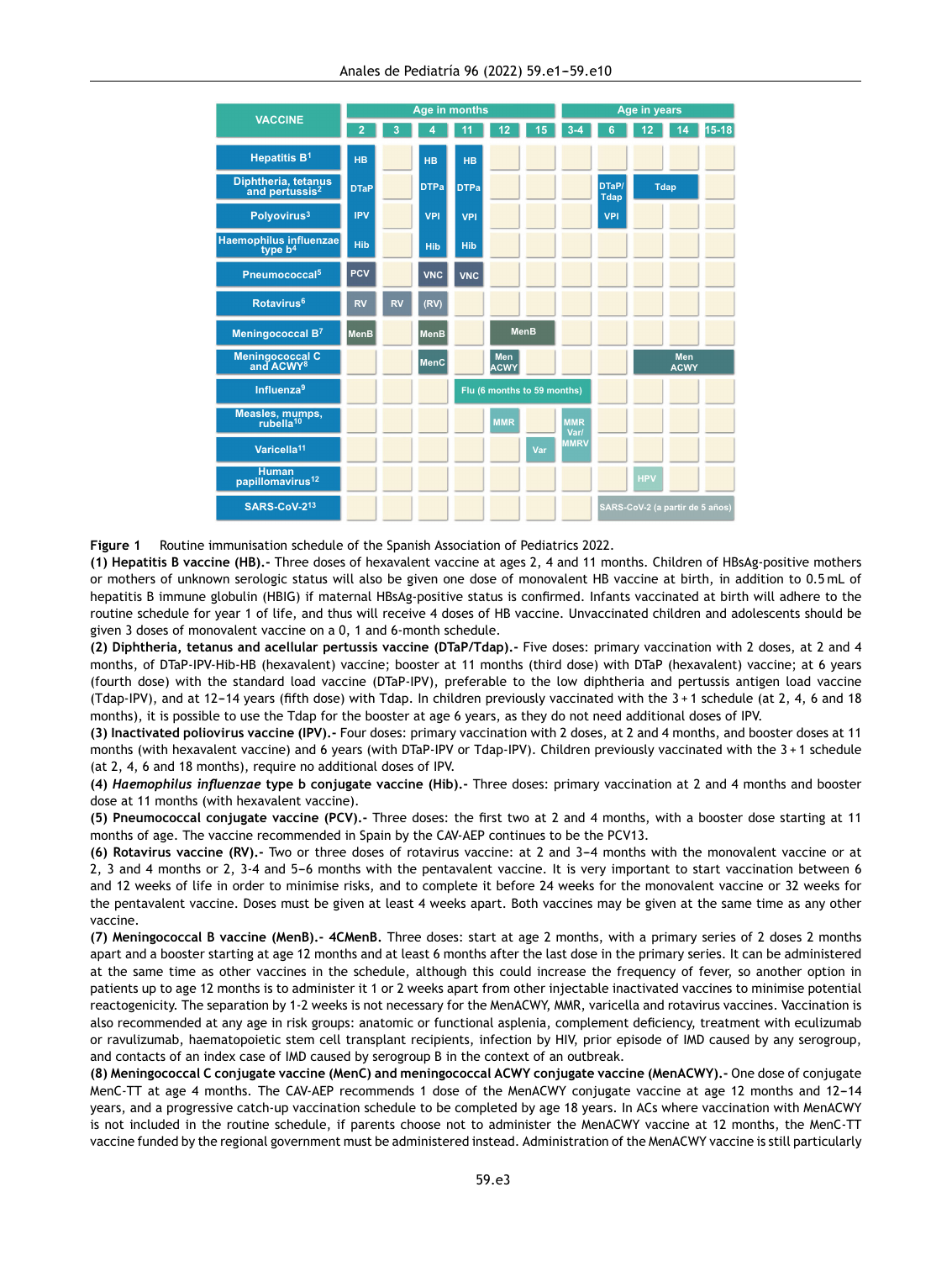| VACCINE | Age in months | | | | | | Age in years | | | | |
|---|---|---|---|---|---|---|---|---|---|---|---|
| | 2 | 3 | 4 | 11 | 12 | 15 | 3-4 | 6 | 12 | 14 | 15-18 |
| Hepatitis B[1] | HB | | HB | HB | | | | | | | |
| Diphtheria, tetanus and pertussis[2] | DTaP | | DTPa | DTPa | | | | DTaP/ Tdap | Tdap | | |
| Polyovirus[3] | IPV | | VPI | VPI | | | | VPI | | | |
| Haemophilus influenzae type b[4] | Hib | | Hib | Hib | | | | | | | |
| Pneumococcal[5] | PCV | | VNC | VNC | | | | | | | |
| Rotavirus[6] | RV | RV | (RV) | | | | | | | | |
| Meningococcal B[7] | MenB | | MenB | | MenB | | | | | | |
| Meningococcal C and ACWY[8] | | | MenC | | Men ACWY | | | | Men ACWY | | |
| Influenza[9] | | | | Flu (6 months to 59 months) | | | | | | | |
| Measles, mumps, rubella[10] | | | | | MMR | | MMR Var/ MMRV | | | | |
| Varicella[11] | | | | | | Var | | | | | |
| Human papillomavirus[12] | | | | | | | | | HPV | | |
| SARS-CoV-2[13] | | | | | | | | SARS-CoV-2 (a partir de 5 años) | | | |

**Figure 1** Routine immunisation schedule of the Spanish Association of Pediatrics 2022.

**(1) Hepatitis B vaccine (HB).-** Three doses of hexavalent vaccine at ages 2, 4 and 11 months. Children of HBsAg-positive mothers or mothers of unknown serologic status will also be given one dose of monovalent HB vaccine at birth, in addition to 0.5 mL of hepatitis B immune globulin (HBIG) if maternal HBsAg-positive status is confirmed. Infants vaccinated at birth will adhere to the routine schedule for year 1 of life, and thus will receive 4 doses of HB vaccine. Unvaccinated children and adolescents should be given 3 doses of monovalent vaccine on a 0, 1 and 6-month schedule.

**(2) Diphtheria, tetanus and acellular pertussis vaccine (DTaP/Tdap).-** Five doses: primary vaccination with 2 doses, at 2 and 4 months, of DTaP-IPV-Hib-HB (hexavalent) vaccine; booster at 11 months (third dose) with DTaP (hexavalent) vaccine; at 6 years (fourth dose) with the standard load vaccine (DTaP-IPV), preferable to the low diphtheria and pertussis antigen load vaccine (Tdap-IPV), and at 12–14 years (fifth dose) with Tdap. In children previously vaccinated with the 3 + 1 schedule (at 2, 4, 6 and 18 months), it is possible to use the Tdap for the booster at age 6 years, as they do not need additional doses of IPV.

**(3) Inactivated poliovirus vaccine (IPV).-** Four doses: primary vaccination with 2 doses, at 2 and 4 months, and booster doses at 11 months (with hexavalent vaccine) and 6 years (with DTaP-IPV or Tdap-IPV). Children previously vaccinated with the 3 + 1 schedule (at 2, 4, 6 and 18 months), require no additional doses of IPV.

**(4) *Haemophilus influenzae* type b conjugate vaccine (Hib).-** Three doses: primary vaccination at 2 and 4 months and booster dose at 11 months (with hexavalent vaccine).

**(5) Pneumococcal conjugate vaccine (PCV).-** Three doses: the first two at 2 and 4 months, with a booster dose starting at 11 months of age. The vaccine recommended in Spain by the CAV-AEP continues to be the PCV13.

**(6) Rotavirus vaccine (RV).-** Two or three doses of rotavirus vaccine: at 2 and 3–4 months with the monovalent vaccine or at 2, 3 and 4 months or 2, 3-4 and 5–6 months with the pentavalent vaccine. It is very important to start vaccination between 6 and 12 weeks of life in order to minimise risks, and to complete it before 24 weeks for the monovalent vaccine or 32 weeks for the pentavalent vaccine. Doses must be given at least 4 weeks apart. Both vaccines may be given at the same time as any other vaccine.

**(7) Meningococcal B vaccine (MenB).- 4CMenB.** Three doses: start at age 2 months, with a primary series of 2 doses 2 months apart and a booster starting at age 12 months and at least 6 months after the last dose in the primary series. It can be administered at the same time as other vaccines in the schedule, although this could increase the frequency of fever, so another option in patients up to age 12 months is to administer it 1 or 2 weeks apart from other injectable inactivated vaccines to minimise potential reactogenicity. The separation by 1-2 weeks is not necessary for the MenACWY, MMR, varicella and rotavirus vaccines. Vaccination is also recommended at any age in risk groups: anatomic or functional asplenia, complement deficiency, treatment with eculizumab or ravulizumab, haematopoietic stem cell transplant recipients, infection by HIV, prior episode of IMD caused by any serogroup, and contacts of an index case of IMD caused by serogroup B in the context of an outbreak.

**(8) Meningococcal C conjugate vaccine (MenC) and meningococcal ACWY conjugate vaccine (MenACWY).-** One dose of conjugate MenC-TT at age 4 months. The CAV-AEP recommends 1 dose of the MenACWY conjugate vaccine at age 12 months and 12–14 years, and a progressive catch-up vaccination schedule to be completed by age 18 years. In ACs where vaccination with MenACWY is not included in the routine schedule, if parents choose not to administer the MenACWY vaccine at 12 months, the MenC-TT vaccine funded by the regional government must be administered instead. Administration of the MenACWY vaccine is still particularly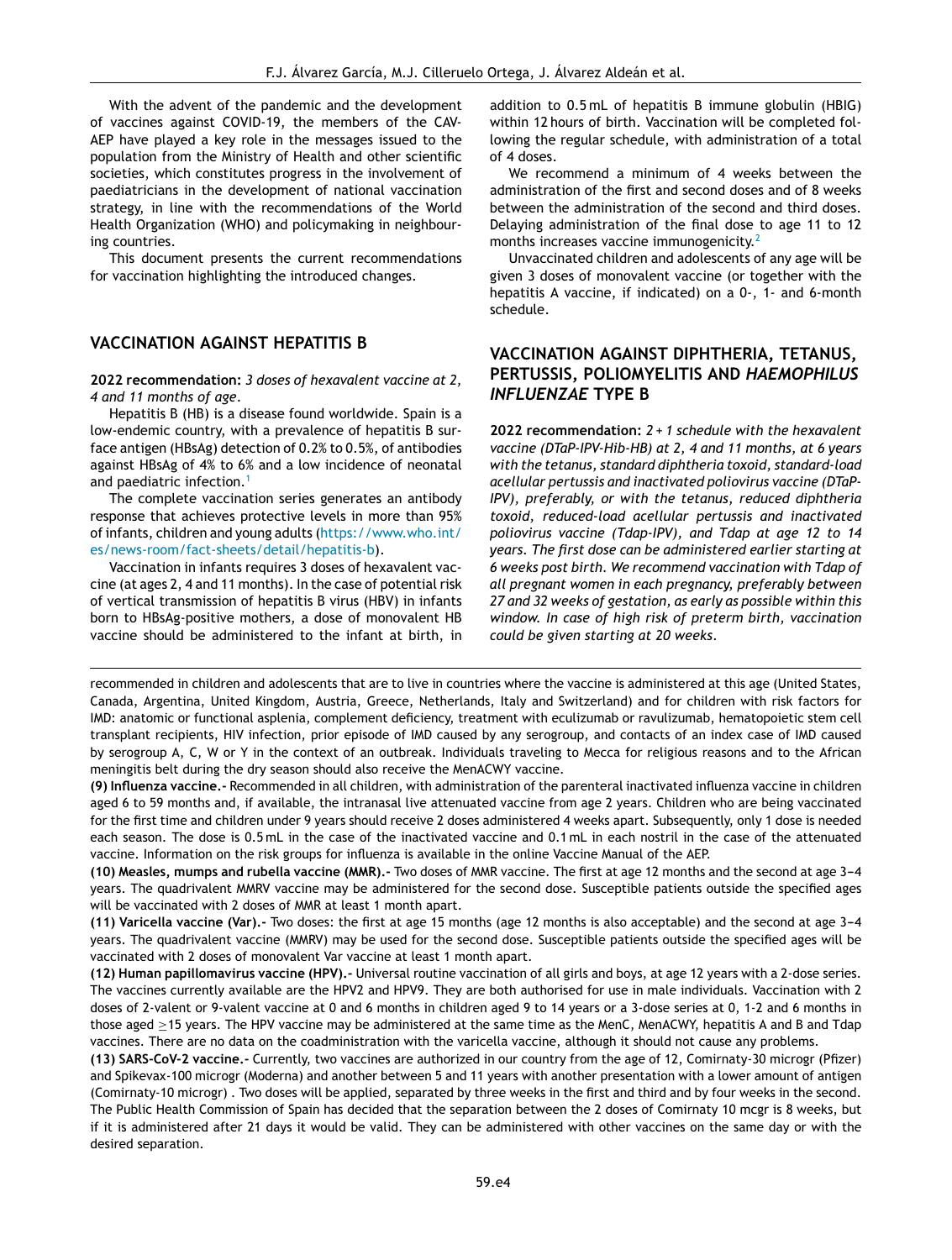With the advent of the pandemic and the development of vaccines against COVID-19, the members of the CAV-AEP have played a key role in the messages issued to the population from the Ministry of Health and other scientific societies, which constitutes progress in the involvement of paediatricians in the development of national vaccination strategy, in line with the recommendations of the World Health Organization (WHO) and policymaking in neighbouring countries.

This document presents the current recommendations for vaccination highlighting the introduced changes.

## VACCINATION AGAINST HEPATITIS B

**2022 recommendation:** *3 doses of hexavalent vaccine at 2, 4 and 11 months of age.*

Hepatitis B (HB) is a disease found worldwide. Spain is a low-endemic country, with a prevalence of hepatitis B surface antigen (HBsAg) detection of 0.2% to 0.5%, of antibodies against HBsAg of 4% to 6% and a low incidence of neonatal and paediatric infection.[1]

The complete vaccination series generates an antibody response that achieves protective levels in more than 95% of infants, children and young adults (https://www.who.int/es/news-room/fact-sheets/detail/hepatitis-b).

Vaccination in infants requires 3 doses of hexavalent vaccine (at ages 2, 4 and 11 months). In the case of potential risk of vertical transmission of hepatitis B virus (HBV) in infants born to HBsAg-positive mothers, a dose of monovalent HB vaccine should be administered to the infant at birth, in addition to 0.5 mL of hepatitis B immune globulin (HBIG) within 12 hours of birth. Vaccination will be completed following the regular schedule, with administration of a total of 4 doses.

We recommend a minimum of 4 weeks between the administration of the first and second doses and of 8 weeks between the administration of the second and third doses. Delaying administration of the final dose to age 11 to 12 months increases vaccine immunogenicity.[2]

Unvaccinated children and adolescents of any age will be given 3 doses of monovalent vaccine (or together with the hepatitis A vaccine, if indicated) on a 0-, 1- and 6-month schedule.

## VACCINATION AGAINST DIPHTHERIA, TETANUS, PERTUSSIS, POLIOMYELITIS AND *HAEMOPHILUS INFLUENZAE* TYPE B

**2022 recommendation:** *2 + 1 schedule with the hexavalent vaccine (DTaP-IPV-Hib-HB) at 2, 4 and 11 months, at 6 years with the tetanus, standard diphtheria toxoid, standard-load acellular pertussis and inactivated poliovirus vaccine (DTaP-IPV), preferably, or with the tetanus, reduced diphtheria toxoid, reduced-load acellular pertussis and inactivated poliovirus vaccine (Tdap-IPV), and Tdap at age 12 to 14 years. The first dose can be administered earlier starting at 6 weeks post birth. We recommend vaccination with Tdap of all pregnant women in each pregnancy, preferably between 27 and 32 weeks of gestation, as early as possible within this window. In case of high risk of preterm birth, vaccination could be given starting at 20 weeks.*

---

recommended in children and adolescents that are to live in countries where the vaccine is administered at this age (United States, Canada, Argentina, United Kingdom, Austria, Greece, Netherlands, Italy and Switzerland) and for children with risk factors for IMD: anatomic or functional asplenia, complement deficiency, treatment with eculizumab or ravulizumab, hematopoietic stem cell transplant recipients, HIV infection, prior episode of IMD caused by any serogroup, and contacts of an index case of IMD caused by serogroup A, C, W or Y in the context of an outbreak. Individuals traveling to Mecca for religious reasons and to the African meningitis belt during the dry season should also receive the MenACWY vaccine.

**(9) Influenza vaccine.-** Recommended in all children, with administration of the parenteral inactivated influenza vaccine in children aged 6 to 59 months and, if available, the intranasal live attenuated vaccine from age 2 years. Children who are being vaccinated for the first time and children under 9 years should receive 2 doses administered 4 weeks apart. Subsequently, only 1 dose is needed each season. The dose is 0.5 mL in the case of the inactivated vaccine and 0.1 mL in each nostril in the case of the attenuated vaccine. Information on the risk groups for influenza is available in the online Vaccine Manual of the AEP.

**(10) Measles, mumps and rubella vaccine (MMR).-** Two doses of MMR vaccine. The first at age 12 months and the second at age 3–4 years. The quadrivalent MMRV vaccine may be administered for the second dose. Susceptible patients outside the specified ages will be vaccinated with 2 doses of MMR at least 1 month apart.

**(11) Varicella vaccine (Var).-** Two doses: the first at age 15 months (age 12 months is also acceptable) and the second at age 3–4 years. The quadrivalent vaccine (MMRV) may be used for the second dose. Susceptible patients outside the specified ages will be vaccinated with 2 doses of monovalent Var vaccine at least 1 month apart.

**(12) Human papillomavirus vaccine (HPV).-** Universal routine vaccination of all girls and boys, at age 12 years with a 2-dose series. The vaccines currently available are the HPV2 and HPV9. They are both authorised for use in male individuals. Vaccination with 2 doses of 2-valent or 9-valent vaccine at 0 and 6 months in children aged 9 to 14 years or a 3-dose series at 0, 1-2 and 6 months in those aged ≥15 years. The HPV vaccine may be administered at the same time as the MenC, MenACWY, hepatitis A and B and Tdap vaccines. There are no data on the coadministration with the varicella vaccine, although it should not cause any problems.

**(13) SARS-CoV-2 vaccine.-** Currently, two vaccines are authorized in our country from the age of 12, Comirnaty-30 microgr (Pfizer) and Spikevax-100 microgr (Moderna) and another between 5 and 11 years with another presentation with a lower amount of antigen (Comirnaty-10 microgr) . Two doses will be applied, separated by three weeks in the first and third and by four weeks in the second. The Public Health Commission of Spain has decided that the separation between the 2 doses of Comirnaty 10 mcgr is 8 weeks, but if it is administered after 21 days it would be valid. They can be administered with other vaccines on the same day or with the desired separation.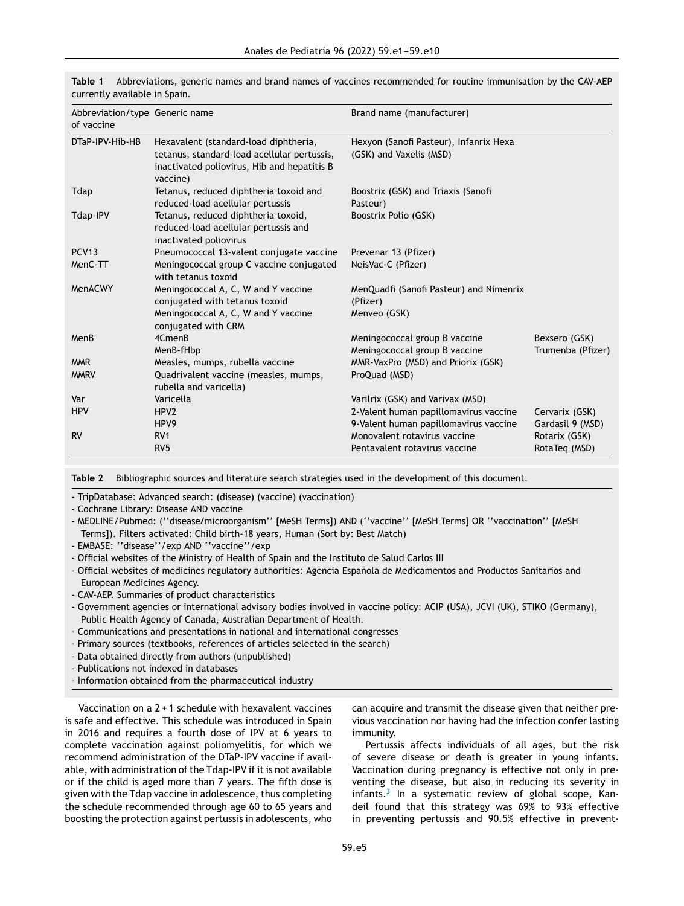**Table 1** Abbreviations, generic names and brand names of vaccines recommended for routine immunisation by the CAV-AEP currently available in Spain.

| Abbreviation/type of vaccine | Generic name | Brand name (manufacturer) | |
|---|---|---|---|
| DTaP-IPV-Hib-HB | Hexavalent (standard-load diphtheria, tetanus, standard-load acellular pertussis, inactivated poliovirus, Hib and hepatitis B vaccine) | Hexyon (Sanofi Pasteur), Infanrix Hexa (GSK) and Vaxelis (MSD) | |
| Tdap | Tetanus, reduced diphtheria toxoid and reduced-load acellular pertussis | Boostrix (GSK) and Triaxis (Sanofi Pasteur) | |
| Tdap-IPV | Tetanus, reduced diphtheria toxoid, reduced-load acellular pertussis and inactivated poliovirus | Boostrix Polio (GSK) | |
| PCV13 | Pneumococcal 13-valent conjugate vaccine | Prevenar 13 (Pfizer) | |
| MenC-TT | Meningococcal group C vaccine conjugated with tetanus toxoid | NeisVac-C (Pfizer) | |
| MenACWY | Meningococcal A, C, W and Y vaccine conjugated with tetanus toxoid | MenQuadfi (Sanofi Pasteur) and Nimenrix (Pfizer) | |
| | Meningococcal A, C, W and Y vaccine conjugated with CRM | Menveo (GSK) | |
| MenB | 4CmenB | Meningococcal group B vaccine | Bexsero (GSK) |
| | MenB-fHbp | Meningococcal group B vaccine | Trumenba (Pfizer) |
| MMR | Measles, mumps, rubella vaccine | MMR-VaxPro (MSD) and Priorix (GSK) | |
| MMRV | Quadrivalent vaccine (measles, mumps, rubella and varicella) | ProQuad (MSD) | |
| Var | Varicella | Varilrix (GSK) and Varivax (MSD) | |
| HPV | HPV2 | 2-Valent human papillomavirus vaccine | Cervarix (GSK) |
| | HPV9 | 9-Valent human papillomavirus vaccine | Gardasil 9 (MSD) |
| RV | RV1 | Monovalent rotavirus vaccine | Rotarix (GSK) |
| | RV5 | Pentavalent rotavirus vaccine | RotaTeq (MSD) |

**Table 2** Bibliographic sources and literature search strategies used in the development of this document.

- TripDatabase: Advanced search: (disease) (vaccine) (vaccination)
- Cochrane Library: Disease AND vaccine
- MEDLINE/Pubmed: (''disease/microorganism'' [MeSH Terms]) AND (''vaccine'' [MeSH Terms] OR ''vaccination'' [MeSH Terms]). Filters activated: Child birth-18 years, Human (Sort by: Best Match)
- EMBASE: ''disease''/exp AND ''vaccine''/exp
- Official websites of the Ministry of Health of Spain and the Instituto de Salud Carlos III
- Official websites of medicines regulatory authorities: Agencia Española de Medicamentos and Productos Sanitarios and European Medicines Agency.
- CAV-AEP. Summaries of product characteristics
- Government agencies or international advisory bodies involved in vaccine policy: ACIP (USA), JCVI (UK), STIKO (Germany), Public Health Agency of Canada, Australian Department of Health.
- Communications and presentations in national and international congresses
- Primary sources (textbooks, references of articles selected in the search)
- Data obtained directly from authors (unpublished)
- Publications not indexed in databases
- Information obtained from the pharmaceutical industry

Vaccination on a 2 + 1 schedule with hexavalent vaccines is safe and effective. This schedule was introduced in Spain in 2016 and requires a fourth dose of IPV at 6 years to complete vaccination against poliomyelitis, for which we recommend administration of the DTaP-IPV vaccine if available, with administration of the Tdap-IPV if it is not available or if the child is aged more than 7 years. The fifth dose is given with the Tdap vaccine in adolescence, thus completing the schedule recommended through age 60 to 65 years and boosting the protection against pertussis in adolescents, who can acquire and transmit the disease given that neither previous vaccination nor having had the infection confer lasting immunity.

Pertussis affects individuals of all ages, but the risk of severe disease or death is greater in young infants. Vaccination during pregnancy is effective not only in preventing the disease, but also in reducing its severity in infants.[3] In a systematic review of global scope, Kandeil found that this strategy was 69% to 93% effective in preventing pertussis and 90.5% effective in prevent-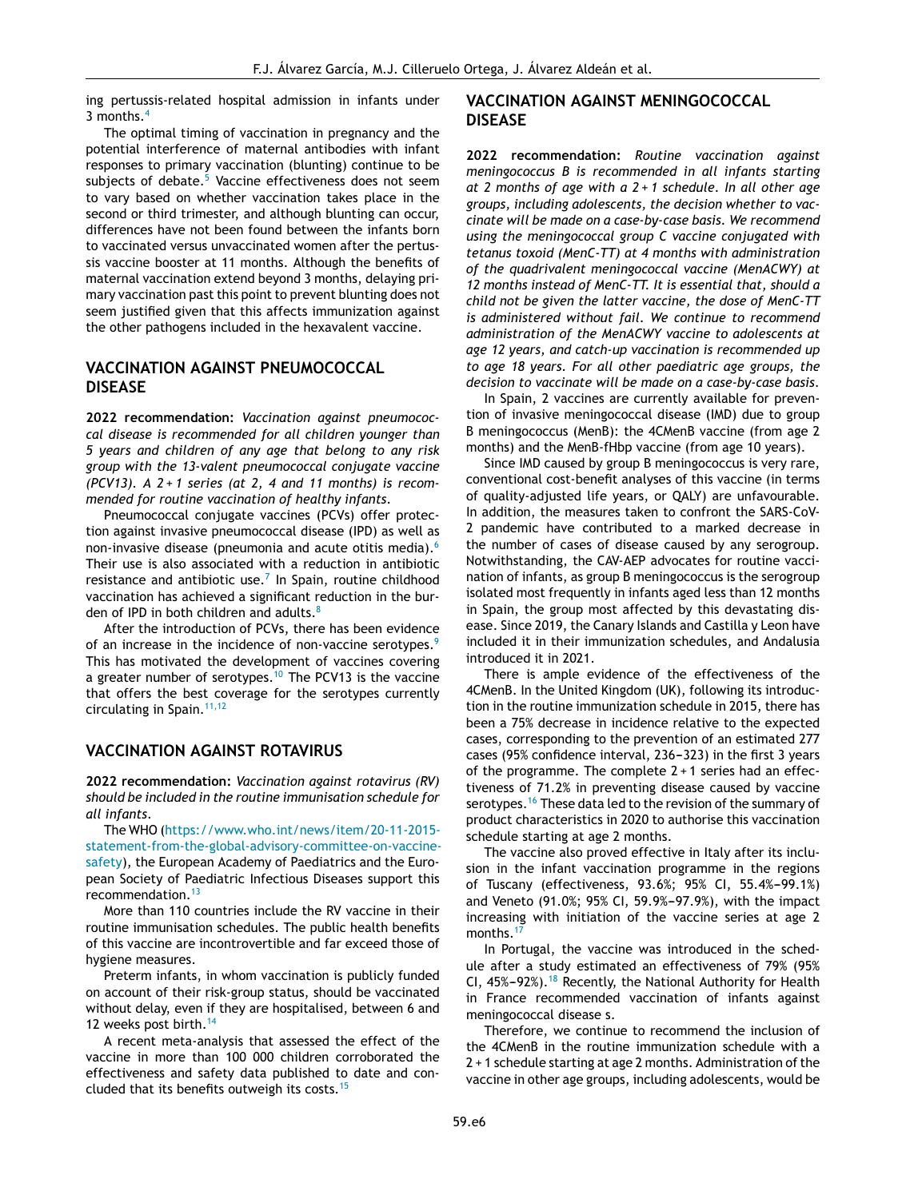ing pertussis-related hospital admission in infants under 3 months.[4]

The optimal timing of vaccination in pregnancy and the potential interference of maternal antibodies with infant responses to primary vaccination (blunting) continue to be subjects of debate.[5] Vaccine effectiveness does not seem to vary based on whether vaccination takes place in the second or third trimester, and although blunting can occur, differences have not been found between the infants born to vaccinated versus unvaccinated women after the pertussis vaccine booster at 11 months. Although the benefits of maternal vaccination extend beyond 3 months, delaying primary vaccination past this point to prevent blunting does not seem justified given that this affects immunization against the other pathogens included in the hexavalent vaccine.

## VACCINATION AGAINST PNEUMOCOCCAL DISEASE

**2022 recommendation:** *Vaccination against pneumococcal disease is recommended for all children younger than 5 years and children of any age that belong to any risk group with the 13-valent pneumococcal conjugate vaccine (PCV13). A 2 + 1 series (at 2, 4 and 11 months) is recommended for routine vaccination of healthy infants.*

Pneumococcal conjugate vaccines (PCVs) offer protection against invasive pneumococcal disease (IPD) as well as non-invasive disease (pneumonia and acute otitis media).[6] Their use is also associated with a reduction in antibiotic resistance and antibiotic use.[7] In Spain, routine childhood vaccination has achieved a significant reduction in the burden of IPD in both children and adults.[8]

After the introduction of PCVs, there has been evidence of an increase in the incidence of non-vaccine serotypes.[9] This has motivated the development of vaccines covering a greater number of serotypes.[10] The PCV13 is the vaccine that offers the best coverage for the serotypes currently circulating in Spain.[11,12]

## VACCINATION AGAINST ROTAVIRUS

**2022 recommendation:** *Vaccination against rotavirus (RV) should be included in the routine immunisation schedule for all infants.*

The WHO (https://www.who.int/news/item/20-11-2015-statement-from-the-global-advisory-committee-on-vaccine-safety), the European Academy of Paediatrics and the European Society of Paediatric Infectious Diseases support this recommendation.[13]

More than 110 countries include the RV vaccine in their routine immunisation schedules. The public health benefits of this vaccine are incontrovertible and far exceed those of hygiene measures.

Preterm infants, in whom vaccination is publicly funded on account of their risk-group status, should be vaccinated without delay, even if they are hospitalised, between 6 and 12 weeks post birth.[14]

A recent meta-analysis that assessed the effect of the vaccine in more than 100 000 children corroborated the effectiveness and safety data published to date and concluded that its benefits outweigh its costs.[15]

## VACCINATION AGAINST MENINGOCOCCAL DISEASE

**2022 recommendation:** *Routine vaccination against meningococcus B is recommended in all infants starting at 2 months of age with a 2 + 1 schedule. In all other age groups, including adolescents, the decision whether to vaccinate will be made on a case-by-case basis. We recommend using the meningococcal group C vaccine conjugated with tetanus toxoid (MenC-TT) at 4 months with administration of the quadrivalent meningococcal vaccine (MenACWY) at 12 months instead of MenC-TT. It is essential that, should a child not be given the latter vaccine, the dose of MenC-TT is administered without fail. We continue to recommend administration of the MenACWY vaccine to adolescents at age 12 years, and catch-up vaccination is recommended up to age 18 years. For all other paediatric age groups, the decision to vaccinate will be made on a case-by-case basis.*

In Spain, 2 vaccines are currently available for prevention of invasive meningococcal disease (IMD) due to group B meningococcus (MenB): the 4CMenB vaccine (from age 2 months) and the MenB-fHbp vaccine (from age 10 years).

Since IMD caused by group B meningococcus is very rare, conventional cost-benefit analyses of this vaccine (in terms of quality-adjusted life years, or QALY) are unfavourable. In addition, the measures taken to confront the SARS-CoV-2 pandemic have contributed to a marked decrease in the number of cases of disease caused by any serogroup. Notwithstanding, the CAV-AEP advocates for routine vaccination of infants, as group B meningococcus is the serogroup isolated most frequently in infants aged less than 12 months in Spain, the group most affected by this devastating disease. Since 2019, the Canary Islands and Castilla y Leon have included it in their immunization schedules, and Andalusia introduced it in 2021.

There is ample evidence of the effectiveness of the 4CMenB. In the United Kingdom (UK), following its introduction in the routine immunization schedule in 2015, there has been a 75% decrease in incidence relative to the expected cases, corresponding to the prevention of an estimated 277 cases (95% confidence interval, 236–323) in the first 3 years of the programme. The complete 2 + 1 series had an effectiveness of 71.2% in preventing disease caused by vaccine serotypes.[16] These data led to the revision of the summary of product characteristics in 2020 to authorise this vaccination schedule starting at age 2 months.

The vaccine also proved effective in Italy after its inclusion in the infant vaccination programme in the regions of Tuscany (effectiveness, 93.6%; 95% CI, 55.4%–99.1%) and Veneto (91.0%; 95% CI, 59.9%–97.9%), with the impact increasing with initiation of the vaccine series at age 2 months.[17]

In Portugal, the vaccine was introduced in the schedule after a study estimated an effectiveness of 79% (95% CI, 45%–92%).[18] Recently, the National Authority for Health in France recommended vaccination of infants against meningococcal disease s.

Therefore, we continue to recommend the inclusion of the 4CMenB in the routine immunization schedule with a 2 + 1 schedule starting at age 2 months. Administration of the vaccine in other age groups, including adolescents, would be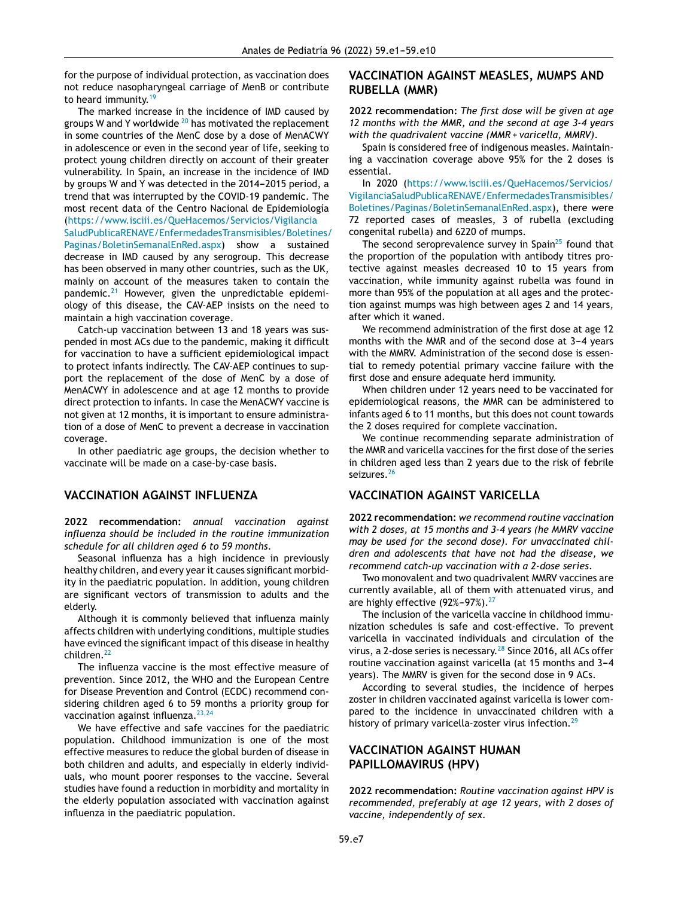for the purpose of individual protection, as vaccination does not reduce nasopharyngeal carriage of MenB or contribute to heard immunity.[19]

The marked increase in the incidence of IMD caused by groups W and Y worldwide [20] has motivated the replacement in some countries of the MenC dose by a dose of MenACWY in adolescence or even in the second year of life, seeking to protect young children directly on account of their greater vulnerability. In Spain, an increase in the incidence of IMD by groups W and Y was detected in the 2014–2015 period, a trend that was interrupted by the COVID-19 pandemic. The most recent data of the Centro Nacional de Epidemiología (https://www.isciii.es/QueHacemos/Servicios/VigilanciaSaludPublicaRENAVE/EnfermedadesTransmisibles/Boletines/Paginas/BoletinSemanalEnRed.aspx) show a sustained decrease in IMD caused by any serogroup. This decrease has been observed in many other countries, such as the UK, mainly on account of the measures taken to contain the pandemic.[21] However, given the unpredictable epidemiology of this disease, the CAV-AEP insists on the need to maintain a high vaccination coverage.

Catch-up vaccination between 13 and 18 years was suspended in most ACs due to the pandemic, making it difficult for vaccination to have a sufficient epidemiological impact to protect infants indirectly. The CAV-AEP continues to support the replacement of the dose of MenC by a dose of MenACWY in adolescence and at age 12 months to provide direct protection to infants. In case the MenACWY vaccine is not given at 12 months, it is important to ensure administration of a dose of MenC to prevent a decrease in vaccination coverage.

In other paediatric age groups, the decision whether to vaccinate will be made on a case-by-case basis.

## VACCINATION AGAINST INFLUENZA

**2022 recommendation:** *annual vaccination against influenza should be included in the routine immunization schedule for all children aged 6 to 59 months.*

Seasonal influenza has a high incidence in previously healthy children, and every year it causes significant morbidity in the paediatric population. In addition, young children are significant vectors of transmission to adults and the elderly.

Although it is commonly believed that influenza mainly affects children with underlying conditions, multiple studies have evinced the significant impact of this disease in healthy children.[22]

The influenza vaccine is the most effective measure of prevention. Since 2012, the WHO and the European Centre for Disease Prevention and Control (ECDC) recommend considering children aged 6 to 59 months a priority group for vaccination against influenza.[23,24]

We have effective and safe vaccines for the paediatric population. Childhood immunization is one of the most effective measures to reduce the global burden of disease in both children and adults, and especially in elderly individuals, who mount poorer responses to the vaccine. Several studies have found a reduction in morbidity and mortality in the elderly population associated with vaccination against influenza in the paediatric population.

## VACCINATION AGAINST MEASLES, MUMPS AND RUBELLA (MMR)

**2022 recommendation:** *The first dose will be given at age 12 months with the MMR, and the second at age 3-4 years with the quadrivalent vaccine (MMR + varicella, MMRV).*

Spain is considered free of indigenous measles. Maintaining a vaccination coverage above 95% for the 2 doses is essential.

In 2020 (https://www.isciii.es/QueHacemos/Servicios/VigilanciaSaludPublicaRENAVE/EnfermedadesTransmisibles/Boletines/Paginas/BoletinSemanalEnRed.aspx), there were 72 reported cases of measles, 3 of rubella (excluding congenital rubella) and 6220 of mumps.

The second seroprevalence survey in Spain[25] found that the proportion of the population with antibody titres protective against measles decreased 10 to 15 years from vaccination, while immunity against rubella was found in more than 95% of the population at all ages and the protection against mumps was high between ages 2 and 14 years, after which it waned.

We recommend administration of the first dose at age 12 months with the MMR and of the second dose at 3–4 years with the MMRV. Administration of the second dose is essential to remedy potential primary vaccine failure with the first dose and ensure adequate herd immunity.

When children under 12 years need to be vaccinated for epidemiological reasons, the MMR can be administered to infants aged 6 to 11 months, but this does not count towards the 2 doses required for complete vaccination.

We continue recommending separate administration of the MMR and varicella vaccines for the first dose of the series in children aged less than 2 years due to the risk of febrile seizures.[26]

## VACCINATION AGAINST VARICELLA

**2022 recommendation:** *we recommend routine vaccination with 2 doses, at 15 months and 3-4 years (he MMRV vaccine may be used for the second dose). For unvaccinated children and adolescents that have not had the disease, we recommend catch-up vaccination with a 2-dose series.*

Two monovalent and two quadrivalent MMRV vaccines are currently available, all of them with attenuated virus, and are highly effective (92%–97%).[27]

The inclusion of the varicella vaccine in childhood immunization schedules is safe and cost-effective. To prevent varicella in vaccinated individuals and circulation of the virus, a 2-dose series is necessary.[28] Since 2016, all ACs offer routine vaccination against varicella (at 15 months and 3–4 years). The MMRV is given for the second dose in 9 ACs.

According to several studies, the incidence of herpes zoster in children vaccinated against varicella is lower compared to the incidence in unvaccinated children with a history of primary varicella-zoster virus infection.[29]

## VACCINATION AGAINST HUMAN PAPILLOMAVIRUS (HPV)

**2022 recommendation:** *Routine vaccination against HPV is recommended, preferably at age 12 years, with 2 doses of vaccine, independently of sex.*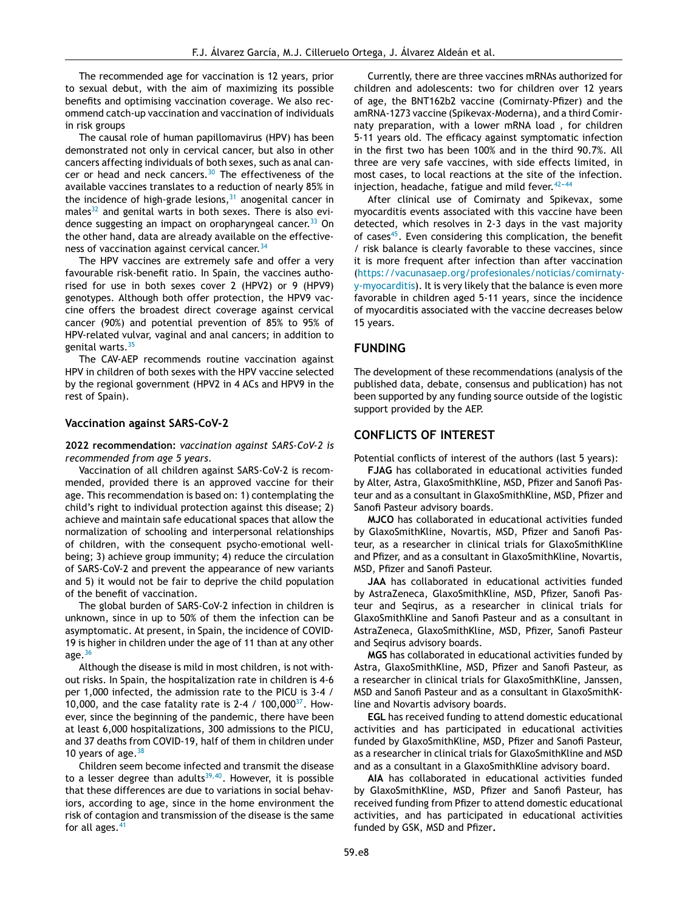The recommended age for vaccination is 12 years, prior to sexual debut, with the aim of maximizing its possible benefits and optimising vaccination coverage. We also recommend catch-up vaccination and vaccination of individuals in risk groups

The causal role of human papillomavirus (HPV) has been demonstrated not only in cervical cancer, but also in other cancers affecting individuals of both sexes, such as anal cancer or head and neck cancers.[30] The effectiveness of the available vaccines translates to a reduction of nearly 85% in the incidence of high-grade lesions,[31] anogenital cancer in males[32] and genital warts in both sexes. There is also evidence suggesting an impact on oropharyngeal cancer.[33] On the other hand, data are already available on the effectiveness of vaccination against cervical cancer.[34]

The HPV vaccines are extremely safe and offer a very favourable risk-benefit ratio. In Spain, the vaccines authorised for use in both sexes cover 2 (HPV2) or 9 (HPV9) genotypes. Although both offer protection, the HPV9 vaccine offers the broadest direct coverage against cervical cancer (90%) and potential prevention of 85% to 95% of HPV-related vulvar, vaginal and anal cancers; in addition to genital warts.[35]

The CAV-AEP recommends routine vaccination against HPV in children of both sexes with the HPV vaccine selected by the regional government (HPV2 in 4 ACs and HPV9 in the rest of Spain).

### Vaccination against SARS-CoV-2

**2022 recommendation:** *vaccination against SARS-CoV-2 is recommended from age 5 years.*

Vaccination of all children against SARS-CoV-2 is recommended, provided there is an approved vaccine for their age. This recommendation is based on: 1) contemplating the child's right to individual protection against this disease; 2) achieve and maintain safe educational spaces that allow the normalization of schooling and interpersonal relationships of children, with the consequent psycho-emotional well-being; 3) achieve group immunity; 4) reduce the circulation of SARS-CoV-2 and prevent the appearance of new variants and 5) it would not be fair to deprive the child population of the benefit of vaccination.

The global burden of SARS-CoV-2 infection in children is unknown, since in up to 50% of them the infection can be asymptomatic. At present, in Spain, the incidence of COVID-19 is higher in children under the age of 11 than at any other age.[36]

Although the disease is mild in most children, is not without risks. In Spain, the hospitalization rate in children is 4-6 per 1,000 infected, the admission rate to the PICU is 3-4 / 10,000, and the case fatality rate is 2-4 / 100,000[37]. However, since the beginning of the pandemic, there have been at least 6,000 hospitalizations, 300 admissions to the PICU, and 37 deaths from COVID-19, half of them in children under 10 years of age.[38]

Children seem become infected and transmit the disease to a lesser degree than adults[39,40]. However, it is possible that these differences are due to variations in social behaviors, according to age, since in the home environment the risk of contagion and transmission of the disease is the same for all ages.[41]

Currently, there are three vaccines mRNAs authorized for children and adolescents: two for children over 12 years of age, the BNT162b2 vaccine (Comirnaty-Pfizer) and the amRNA-1273 vaccine (Spikevax-Moderna), and a third Comirnaty preparation, with a lower mRNA load , for children 5-11 years old. The efficacy against symptomatic infection in the first two has been 100% and in the third 90.7%. All three are very safe vaccines, with side effects limited, in most cases, to local reactions at the site of the infection. injection, headache, fatigue and mild fever.[42-44]

After clinical use of Comirnaty and Spikevax, some myocarditis events associated with this vaccine have been detected, which resolves in 2-3 days in the vast majority of cases[45]. Even considering this complication, the benefit / risk balance is clearly favorable to these vaccines, since it is more frequent after infection than after vaccination (https://vacunasaep.org/profesionales/noticias/comirnaty-y-myocarditis). It is very likely that the balance is even more favorable in children aged 5-11 years, since the incidence of myocarditis associated with the vaccine decreases below 15 years.

## FUNDING

The development of these recommendations (analysis of the published data, debate, consensus and publication) has not been supported by any funding source outside of the logistic support provided by the AEP.

## CONFLICTS OF INTEREST

Potential conflicts of interest of the authors (last 5 years):

**FJAG** has collaborated in educational activities funded by Alter, Astra, GlaxoSmithKline, MSD, Pfizer and Sanofi Pasteur and as a consultant in GlaxoSmithKline, MSD, Pfizer and Sanofi Pasteur advisory boards.

**MJCO** has collaborated in educational activities funded by GlaxoSmithKline, Novartis, MSD, Pfizer and Sanofi Pasteur, as a researcher in clinical trials for GlaxoSmithKline and Pfizer, and as a consultant in GlaxoSmithKline, Novartis, MSD, Pfizer and Sanofi Pasteur.

**JAA** has collaborated in educational activities funded by AstraZeneca, GlaxoSmithKline, MSD, Pfizer, Sanofi Pasteur and Seqirus, as a researcher in clinical trials for GlaxoSmithKline and Sanofi Pasteur and as a consultant in AstraZeneca, GlaxoSmithKline, MSD, Pfizer, Sanofi Pasteur and Seqirus advisory boards.

**MGS** has collaborated in educational activities funded by Astra, GlaxoSmithKline, MSD, Pfizer and Sanofi Pasteur, as a researcher in clinical trials for GlaxoSmithKline, Janssen, MSD and Sanofi Pasteur and as a consultant in GlaxoSmithKline and Novartis advisory boards.

**EGL** has received funding to attend domestic educational activities and has participated in educational activities funded by GlaxoSmithKline, MSD, Pfizer and Sanofi Pasteur, as a researcher in clinical trials for GlaxoSmithKline and MSD and as a consultant in a GlaxoSmithKline advisory board.

**AIA** has collaborated in educational activities funded by GlaxoSmithKline, MSD, Pfizer and Sanofi Pasteur, has received funding from Pfizer to attend domestic educational activities, and has participated in educational activities funded by GSK, MSD and Pfizer.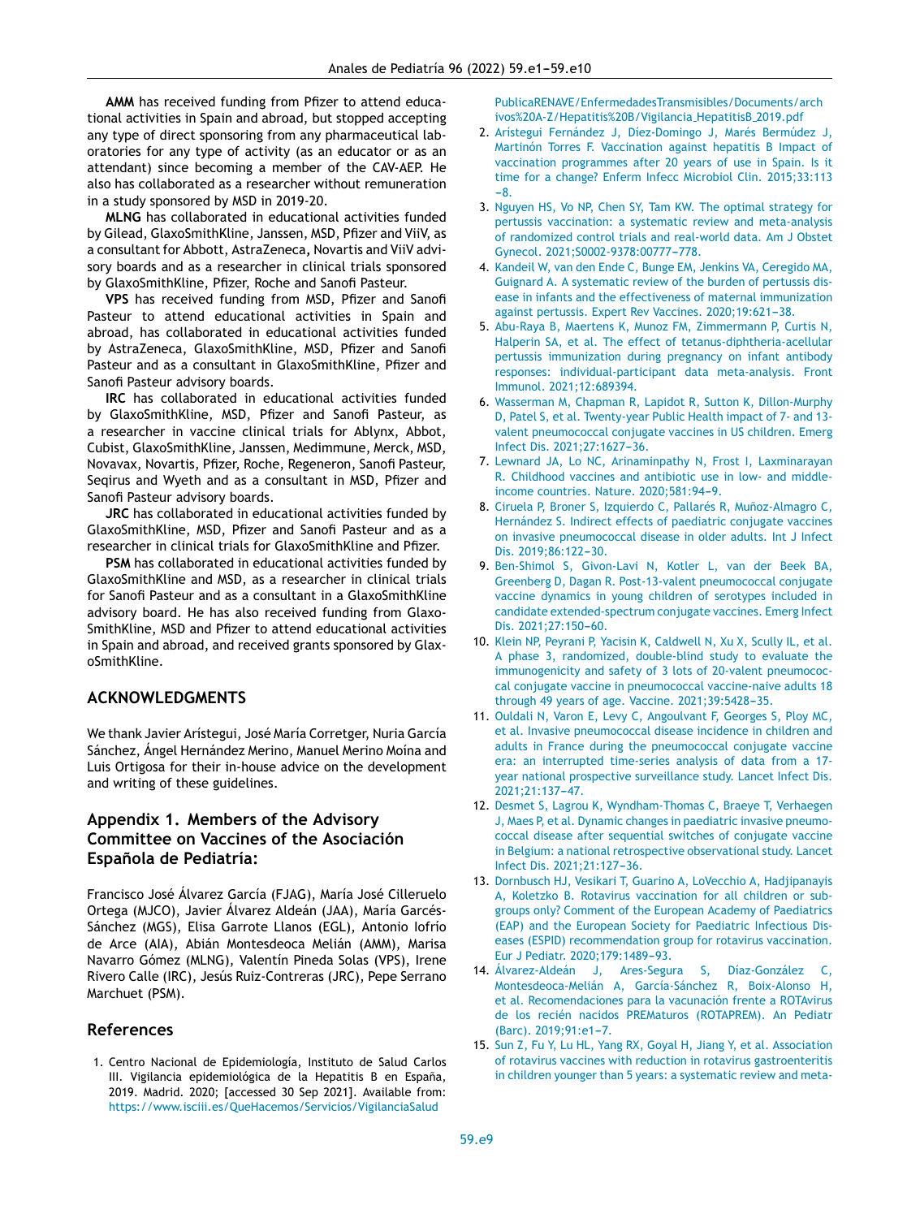**AMM** has received funding from Pfizer to attend educational activities in Spain and abroad, but stopped accepting any type of direct sponsoring from any pharmaceutical laboratories for any type of activity (as an educator or as an attendant) since becoming a member of the CAV-AEP. He also has collaborated as a researcher without remuneration in a study sponsored by MSD in 2019-20.

**MLNG** has collaborated in educational activities funded by Gilead, GlaxoSmithKline, Janssen, MSD, Pfizer and ViiV, as a consultant for Abbott, AstraZeneca, Novartis and ViiV advisory boards and as a researcher in clinical trials sponsored by GlaxoSmithKline, Pfizer, Roche and Sanofi Pasteur.

**VPS** has received funding from MSD, Pfizer and Sanofi Pasteur to attend educational activities in Spain and abroad, has collaborated in educational activities funded by AstraZeneca, GlaxoSmithKline, MSD, Pfizer and Sanofi Pasteur and as a consultant in GlaxoSmithKline, Pfizer and Sanofi Pasteur advisory boards.

**IRC** has collaborated in educational activities funded by GlaxoSmithKline, MSD, Pfizer and Sanofi Pasteur, as a researcher in vaccine clinical trials for Ablynx, Abbot, Cubist, GlaxoSmithKline, Janssen, Medimmune, Merck, MSD, Novavax, Novartis, Pfizer, Roche, Regeneron, Sanofi Pasteur, Seqirus and Wyeth and as a consultant in MSD, Pfizer and Sanofi Pasteur advisory boards.

**JRC** has collaborated in educational activities funded by GlaxoSmithKline, MSD, Pfizer and Sanofi Pasteur and as a researcher in clinical trials for GlaxoSmithKline and Pfizer.

**PSM** has collaborated in educational activities funded by GlaxoSmithKline and MSD, as a researcher in clinical trials for Sanofi Pasteur and as a consultant in a GlaxoSmithKline advisory board. He has also received funding from GlaxoSmithKline, MSD and Pfizer to attend educational activities in Spain and abroad, and received grants sponsored by GlaxoSmithKline.

## ACKNOWLEDGMENTS

We thank Javier Arístegui, José María Corretger, Nuria García Sánchez, Ángel Hernández Merino, Manuel Merino Moína and Luis Ortigosa for their in-house advice on the development and writing of these guidelines.

## Appendix 1. Members of the Advisory Committee on Vaccines of the Asociación Española de Pediatría:

Francisco José Álvarez García (FJAG), María José Cilleruelo Ortega (MJCO), Javier Álvarez Aldeán (JAA), María Garcés-Sánchez (MGS), Elisa Garrote Llanos (EGL), Antonio Iofrío de Arce (AIA), Abián Montesdeoca Melián (AMM), Marisa Navarro Gómez (MLNG), Valentín Pineda Solas (VPS), Irene Rivero Calle (IRC), Jesús Ruiz-Contreras (JRC), Pepe Serrano Marchuet (PSM).

## References

1. Centro Nacional de Epidemiología, Instituto de Salud Carlos III. Vigilancia epidemiológica de la Hepatitis B en España, 2019. Madrid. 2020; [accessed 30 Sep 2021]. Available from: https://www.isciii.es/QueHacemos/Servicios/VigilanciaSaludPublicaRENAVE/EnfermedadesTransmisibles/Documents/archivos%20A-Z/Hepatitis%20B/Vigilancia_HepatitisB_2019.pdf
2. Arístegui Fernández J, Díez-Domingo J, Marés Bermúdez J, Martinón Torres F. Vaccination against hepatitis B Impact of vaccination programmes after 20 years of use in Spain. Is it time for a change? Enferm Infecc Microbiol Clin. 2015;33:113–8.
3. Nguyen HS, Vo NP, Chen SY, Tam KW. The optimal strategy for pertussis vaccination: a systematic review and meta-analysis of randomized control trials and real-world data. Am J Obstet Gynecol. 2021;S0002-9378:00777–778.
4. Kandeil W, van den Ende C, Bunge EM, Jenkins VA, Ceregido MA, Guignard A. A systematic review of the burden of pertussis disease in infants and the effectiveness of maternal immunization against pertussis. Expert Rev Vaccines. 2020;19:621–38.
5. Abu-Raya B, Maertens K, Munoz FM, Zimmermann P, Curtis N, Halperin SA, et al. The effect of tetanus-diphtheria-acellular pertussis immunization during pregnancy on infant antibody responses: individual-participant data meta-analysis. Front Immunol. 2021;12:689394.
6. Wasserman M, Chapman R, Lapidot R, Sutton K, Dillon-Murphy D, Patel S, et al. Twenty-year Public Health impact of 7- and 13-valent pneumococcal conjugate vaccines in US children. Emerg Infect Dis. 2021;27:1627–36.
7. Lewnard JA, Lo NC, Arinaminpathy N, Frost I, Laxminarayan R. Childhood vaccines and antibiotic use in low- and middle-income countries. Nature. 2020;581:94–9.
8. Ciruela P, Broner S, Izquierdo C, Pallarés R, Muñoz-Almagro C, Hernández S. Indirect effects of paediatric conjugate vaccines on invasive pneumococcal disease in older adults. Int J Infect Dis. 2019;86:122–30.
9. Ben-Shimol S, Givon-Lavi N, Kotler L, van der Beek BA, Greenberg D, Dagan R. Post-13-valent pneumococcal conjugate vaccine dynamics in young children of serotypes included in candidate extended-spectrum conjugate vaccines. Emerg Infect Dis. 2021;27:150–60.
10. Klein NP, Peyrani P, Yacisin K, Caldwell N, Xu X, Scully IL, et al. A phase 3, randomized, double-blind study to evaluate the immunogenicity and safety of 3 lots of 20-valent pneumococcal conjugate vaccine in pneumococcal vaccine-naive adults 18 through 49 years of age. Vaccine. 2021;39:5428–35.
11. Ouldali N, Varon E, Levy C, Angoulvant F, Georges S, Ploy MC, et al. Invasive pneumococcal disease incidence in children and adults in France during the pneumococcal conjugate vaccine era: an interrupted time-series analysis of data from a 17-year national prospective surveillance study. Lancet Infect Dis. 2021;21:137–47.
12. Desmet S, Lagrou K, Wyndham-Thomas C, Braeye T, Verhaegen J, Maes P, et al. Dynamic changes in paediatric invasive pneumococcal disease after sequential switches of conjugate vaccine in Belgium: a national retrospective observational study. Lancet Infect Dis. 2021;21:127–36.
13. Dornbusch HJ, Vesikari T, Guarino A, LoVecchio A, Hadjipanayis A, Koletzko B. Rotavirus vaccination for all children or subgroups only? Comment of the European Academy of Paediatrics (EAP) and the European Society for Paediatric Infectious Diseases (ESPID) recommendation group for rotavirus vaccination. Eur J Pediatr. 2020;179:1489–93.
14. Álvarez-Aldeán J, Ares-Segura S, Díaz-González C, Montesdeoca-Melián A, García-Sánchez R, Boix-Alonso H, et al. Recomendaciones para la vacunación frente a ROTAvirus de los recién nacidos PREMaturos (ROTAPREM). An Pediatr (Barc). 2019;91:e1–7.
15. Sun Z, Fu Y, Lu HL, Yang RX, Goyal H, Jiang Y, et al. Association of rotavirus vaccines with reduction in rotavirus gastroenteritis in children younger than 5 years: a systematic review and meta-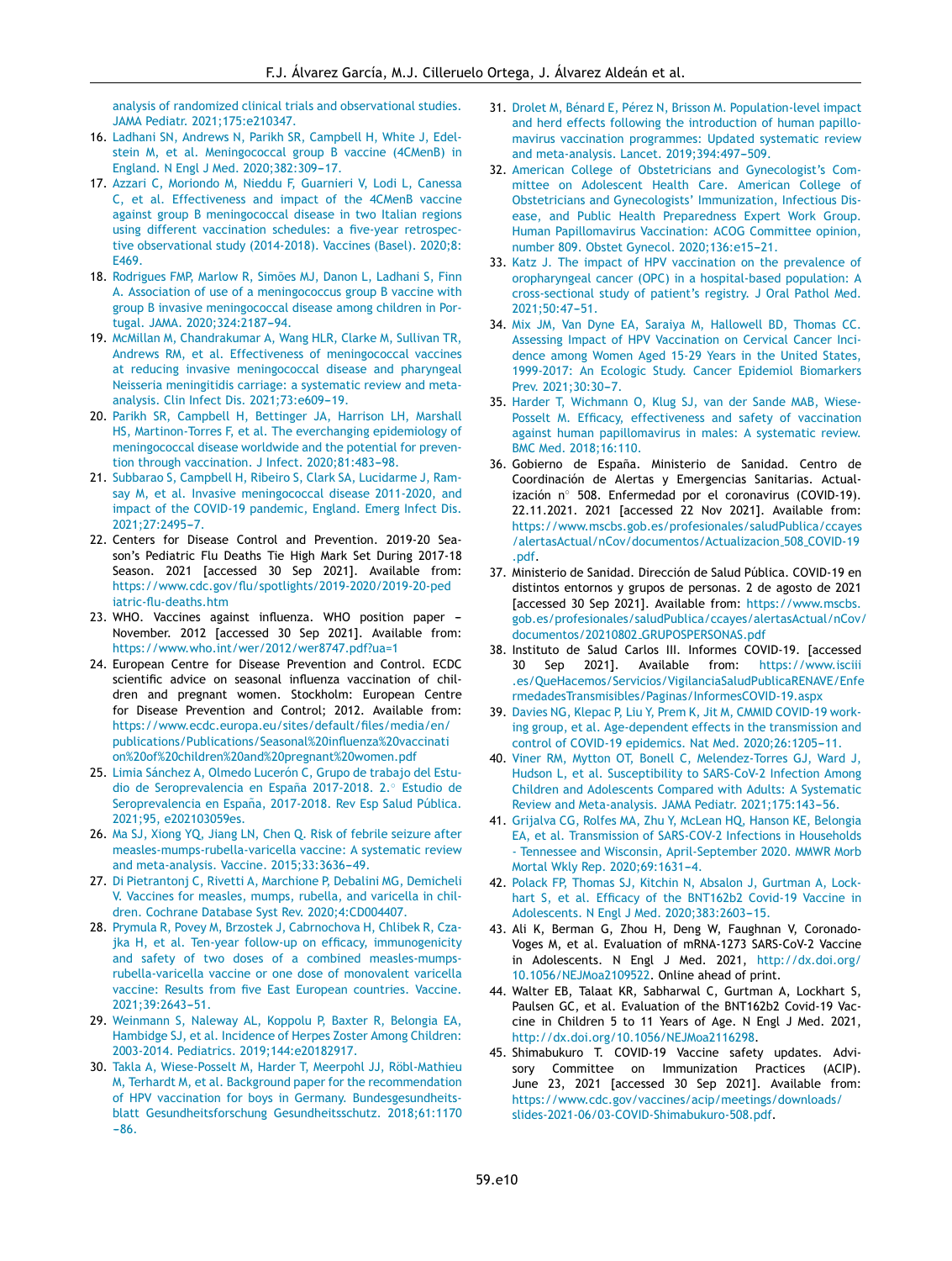analysis of randomized clinical trials and observational studies. JAMA Pediatr. 2021;175:e210347.

16. Ladhani SN, Andrews N, Parikh SR, Campbell H, White J, Edelstein M, et al. Meningococcal group B vaccine (4CMenB) in England. N Engl J Med. 2020;382:309–17.
17. Azzari C, Moriondo M, Nieddu F, Guarnieri V, Lodi L, Canessa C, et al. Effectiveness and impact of the 4CMenB vaccine against group B meningococcal disease in two Italian regions using different vaccination schedules: a five-year retrospective observational study (2014-2018). Vaccines (Basel). 2020;8:E469.
18. Rodrigues FMP, Marlow R, Simões MJ, Danon L, Ladhani S, Finn A. Association of use of a meningococcus group B vaccine with group B invasive meningococcal disease among children in Portugal. JAMA. 2020;324:2187–94.
19. McMillan M, Chandrakumar A, Wang HLR, Clarke M, Sullivan TR, Andrews RM, et al. Effectiveness of meningococcal vaccines at reducing invasive meningococcal disease and pharyngeal Neisseria meningitidis carriage: a systematic review and meta-analysis. Clin Infect Dis. 2021;73:e609–19.
20. Parikh SR, Campbell H, Bettinger JA, Harrison LH, Marshall HS, Martinon-Torres F, et al. The everchanging epidemiology of meningococcal disease worldwide and the potential for prevention through vaccination. J Infect. 2020;81:483–98.
21. Subbarao S, Campbell H, Ribeiro S, Clark SA, Lucidarme J, Ramsay M, et al. Invasive meningococcal disease 2011-2020, and impact of the COVID-19 pandemic, England. Emerg Infect Dis. 2021;27:2495–7.
22. Centers for Disease Control and Prevention. 2019-20 Season's Pediatric Flu Deaths Tie High Mark Set During 2017-18 Season. 2021 [accessed 30 Sep 2021]. Available from: https://www.cdc.gov/flu/spotlights/2019-2020/2019-20-pediatric-flu-deaths.htm
23. WHO. Vaccines against influenza. WHO position paper – November. 2012 [accessed 30 Sep 2021]. Available from: https://www.who.int/wer/2012/wer8747.pdf?ua=1
24. European Centre for Disease Prevention and Control. ECDC scientific advice on seasonal influenza vaccination of children and pregnant women. Stockholm: European Centre for Disease Prevention and Control; 2012. Available from: https://www.ecdc.europa.eu/sites/default/files/media/en/publications/Publications/Seasonal%20influenza%20vaccination%20of%20children%20and%20pregnant%20women.pdf
25. Limia Sánchez A, Olmedo Lucerón C, Grupo de trabajo del Estudio de Seroprevalencia en España 2017-2018. 2.° Estudio de Seroprevalencia en España, 2017-2018. Rev Esp Salud Pública. 2021;95, e202103059es.
26. Ma SJ, Xiong YQ, Jiang LN, Chen Q. Risk of febrile seizure after measles-mumps-rubella-varicella vaccine: A systematic review and meta-analysis. Vaccine. 2015;33:3636–49.
27. Di Pietrantonj C, Rivetti A, Marchione P, Debalini MG, Demicheli V. Vaccines for measles, mumps, rubella, and varicella in children. Cochrane Database Syst Rev. 2020;4:CD004407.
28. Prymula R, Povey M, Brzostek J, Cabrnochova H, Chlibek R, Czajka H, et al. Ten-year follow-up on efficacy, immunogenicity and safety of two doses of a combined measles-mumps-rubella-varicella vaccine or one dose of monovalent varicella vaccine: Results from five East European countries. Vaccine. 2021;39:2643–51.
29. Weinmann S, Naleway AL, Koppolu P, Baxter R, Belongia EA, Hambidge SJ, et al. Incidence of Herpes Zoster Among Children: 2003-2014. Pediatrics. 2019;144:e20182917.
30. Takla A, Wiese-Posselt M, Harder T, Meerpohl JJ, Röbl-Mathieu M, Terhardt M, et al. Background paper for the recommendation of HPV vaccination for boys in Germany. Bundesgesundheitsblatt Gesundheitsforschung Gesundheitsschutz. 2018;61:1170–86.
31. Drolet M, Bénard E, Pérez N, Brisson M. Population-level impact and herd effects following the introduction of human papillomavirus vaccination programmes: Updated systematic review and meta-analysis. Lancet. 2019;394:497–509.
32. American College of Obstetricians and Gynecologist's Committee on Adolescent Health Care. American College of Obstetricians and Gynecologists' Immunization, Infectious Disease, and Public Health Preparedness Expert Work Group. Human Papillomavirus Vaccination: ACOG Committee opinion, number 809. Obstet Gynecol. 2020;136:e15–21.
33. Katz J. The impact of HPV vaccination on the prevalence of oropharyngeal cancer (OPC) in a hospital-based population: A cross-sectional study of patient's registry. J Oral Pathol Med. 2021;50:47–51.
34. Mix JM, Van Dyne EA, Saraiya M, Hallowell BD, Thomas CC. Assessing Impact of HPV Vaccination on Cervical Cancer Incidence among Women Aged 15-29 Years in the United States, 1999-2017: An Ecologic Study. Cancer Epidemiol Biomarkers Prev. 2021;30:30–7.
35. Harder T, Wichmann O, Klug SJ, van der Sande MAB, Wiese-Posselt M. Efficacy, effectiveness and safety of vaccination against human papillomavirus in males: A systematic review. BMC Med. 2018;16:110.
36. Gobierno de España. Ministerio de Sanidad. Centro de Coordinación de Alertas y Emergencias Sanitarias. Actualización n° 508. Enfermedad por el coronavirus (COVID-19). 22.11.2021. 2021 [accessed 22 Nov 2021]. Available from: https://www.mscbs.gob.es/profesionales/saludPublica/ccayes/alertasActual/nCov/documentos/Actualizacion_508_COVID-19.pdf.
37. Ministerio de Sanidad. Dirección de Salud Pública. COVID-19 en distintos entornos y grupos de personas. 2 de agosto de 2021 [accessed 30 Sep 2021]. Available from: https://www.mscbs.gob.es/profesionales/saludPublica/ccayes/alertasActual/nCov/documentos/20210802_GRUPOSPERSONAS.pdf
38. Instituto de Salud Carlos III. Informes COVID-19. [accessed 30 Sep 2021]. Available from: https://www.isciii.es/QueHacemos/Servicios/VigilanciaSaludPublicaRENAVE/EnfermedadesTransmisibles/Paginas/InformesCOVID-19.aspx
39. Davies NG, Klepac P, Liu Y, Prem K, Jit M, CMMID COVID-19 working group, et al. Age-dependent effects in the transmission and control of COVID-19 epidemics. Nat Med. 2020;26:1205–11.
40. Viner RM, Mytton OT, Bonell C, Melendez-Torres GJ, Ward J, Hudson L, et al. Susceptibility to SARS-CoV-2 Infection Among Children and Adolescents Compared with Adults: A Systematic Review and Meta-analysis. JAMA Pediatr. 2021;175:143–56.
41. Grijalva CG, Rolfes MA, Zhu Y, McLean HQ, Hanson KE, Belongia EA, et al. Transmission of SARS-COV-2 Infections in Households - Tennessee and Wisconsin, April-September 2020. MMWR Morb Mortal Wkly Rep. 2020;69:1631–4.
42. Polack FP, Thomas SJ, Kitchin N, Absalon J, Gurtman A, Lockhart S, et al. Efficacy of the BNT162b2 Covid-19 Vaccine in Adolescents. N Engl J Med. 2020;383:2603–15.
43. Ali K, Berman G, Zhou H, Deng W, Faughnan V, Coronado-Voges M, et al. Evaluation of mRNA-1273 SARS-CoV-2 Vaccine in Adolescents. N Engl J Med. 2021, http://dx.doi.org/10.1056/NEJMoa2109522. Online ahead of print.
44. Walter EB, Talaat KR, Sabharwal C, Gurtman A, Lockhart S, Paulsen GC, et al. Evaluation of the BNT162b2 Covid-19 Vaccine in Children 5 to 11 Years of Age. N Engl J Med. 2021, http://dx.doi.org/10.1056/NEJMoa2116298.
45. Shimabukuro T. COVID-19 Vaccine safety updates. Advisory Committee on Immunization Practices (ACIP). June 23, 2021 [accessed 30 Sep 2021]. Available from: https://www.cdc.gov/vaccines/acip/meetings/downloads/slides-2021-06/03-COVID-Shimabukuro-508.pdf.